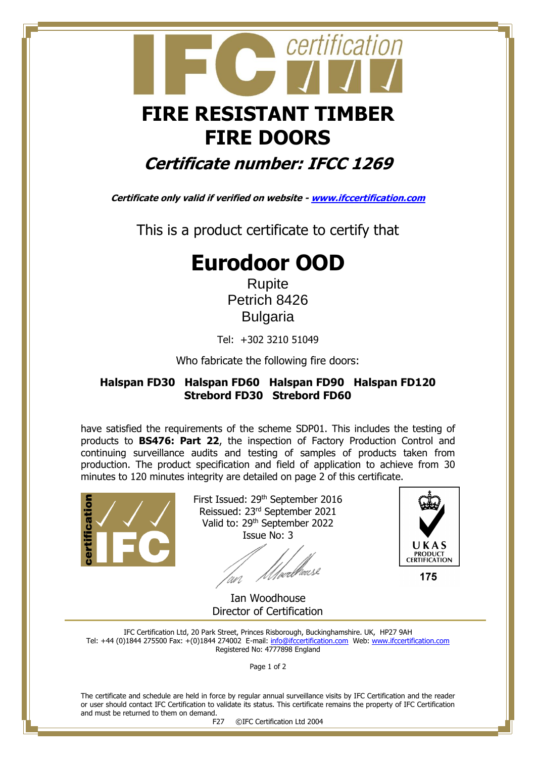# FIRE RESISTANT TIMBER FIRE DOORS

## *Certificate number: IFCC 1269*

***Certificate only valid if verified on website - [www.ifccertification.com](http://www.ifccertification.com)***

This is a product certificate to certify that

# Eurodoor OOD

Rupite
Petrich 8426
Bulgaria

Tel: +302 3210 51049

Who fabricate the following fire doors:

**Halspan FD30 Halspan FD60 Halspan FD90 Halspan FD120 Strebord FD30 Strebord FD60**

have satisfied the requirements of the scheme SDP01. This includes the testing of products to **BS476: Part 22**, the inspection of Factory Production Control and continuing surveillance audits and testing of samples of products taken from production. The product specification and field of application to achieve from 30 minutes to 120 minutes integrity are detailed on page 2 of this certificate.

First Issued: 29th September 2016
Reissued: 23rd September 2021
Valid to: 29th September 2022
Issue No: 3

Ian Woodhouse
Director of Certification

UKAS PRODUCT CERTIFICATION 175

IFC Certification Ltd, 20 Park Street, Princes Risborough, Buckinghamshire. UK, HP27 9AH
Tel: +44 (0)1844 275500 Fax: +(0)1844 274002 E-mail: info@ifccertification.com Web: www.ifccertification.com
Registered No: 4777898 England

The certificate and schedule are held in force by regular annual surveillance visits by IFC Certification and the reader or user should contact IFC Certification to validate its status. This certificate remains the property of IFC Certification and must be returned to them on demand.

F27 ©IFC Certification Ltd 2004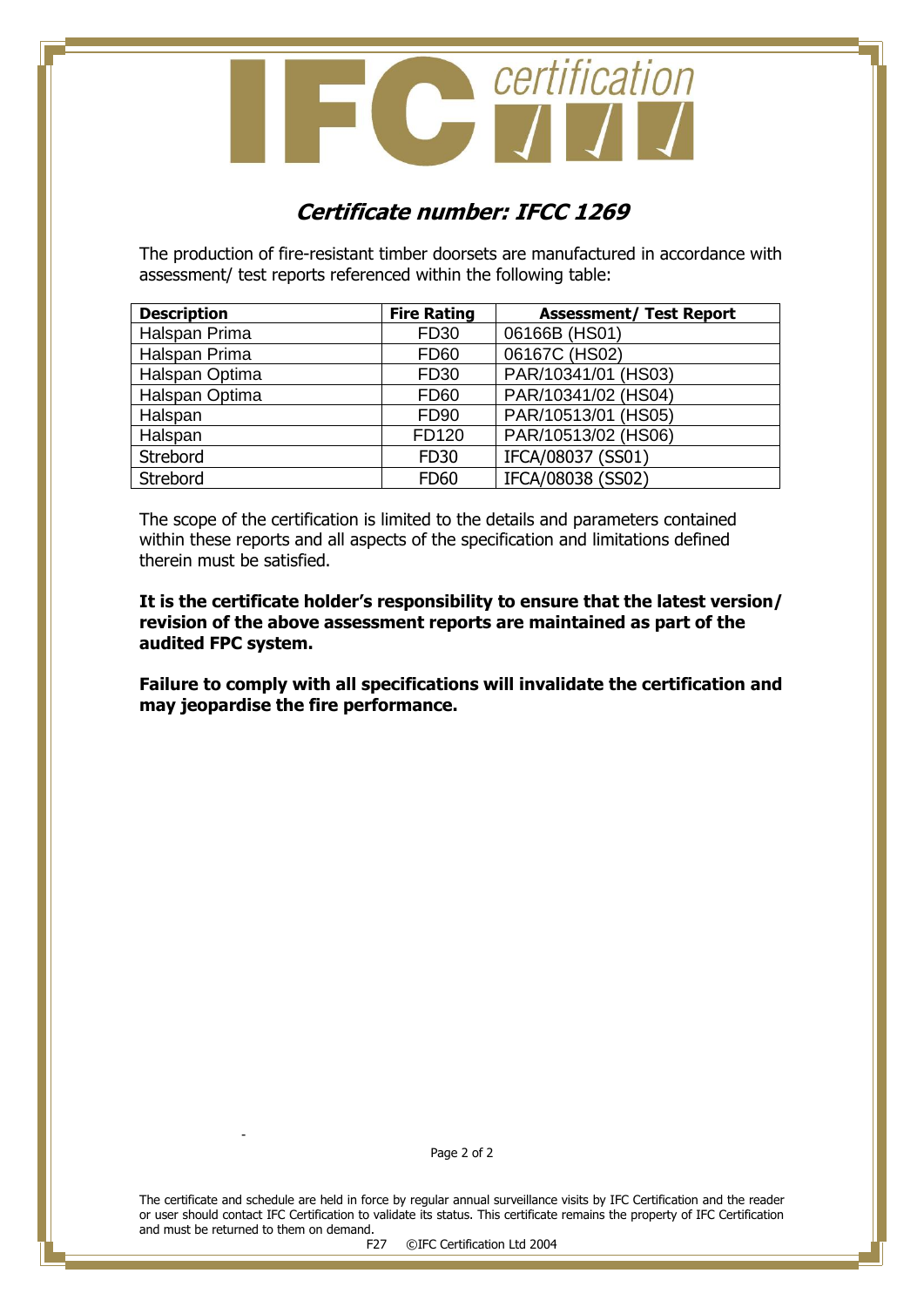## *Certificate number: IFCC 1269*

The production of fire-resistant timber doorsets are manufactured in accordance with assessment/ test reports referenced within the following table:

| Description | Fire Rating | Assessment/ Test Report |
|---|---|---|
| Halspan Prima | FD30 | 06166B (HS01) |
| Halspan Prima | FD60 | 06167C (HS02) |
| Halspan Optima | FD30 | PAR/10341/01 (HS03) |
| Halspan Optima | FD60 | PAR/10341/02 (HS04) |
| Halspan | FD90 | PAR/10513/01 (HS05) |
| Halspan | FD120 | PAR/10513/02 (HS06) |
| Strebord | FD30 | IFCA/08037 (SS01) |
| Strebord | FD60 | IFCA/08038 (SS02) |

The scope of the certification is limited to the details and parameters contained within these reports and all aspects of the specification and limitations defined therein must be satisfied.

**It is the certificate holder's responsibility to ensure that the latest version/ revision of the above assessment reports are maintained as part of the audited FPC system.**

**Failure to comply with all specifications will invalidate the certification and may jeopardise the fire performance.**

The certificate and schedule are held in force by regular annual surveillance visits by IFC Certification and the reader or user should contact IFC Certification to validate its status. This certificate remains the property of IFC Certification and must be returned to them on demand.

F27 ©IFC Certification Ltd 2004